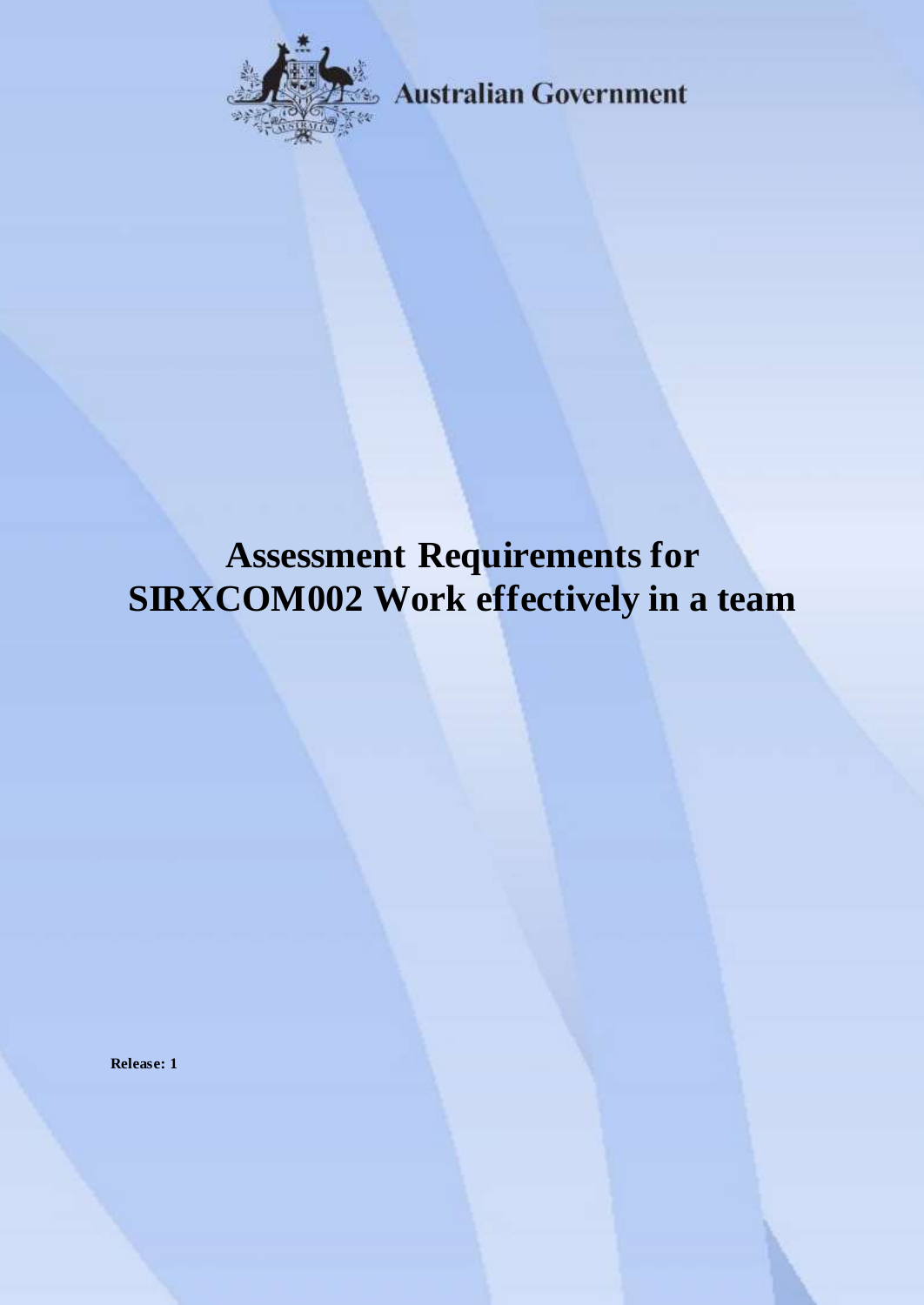Australian Government

# Assessment Requirements for SIRXCOM002 Work effectively in a team

**Release: 1**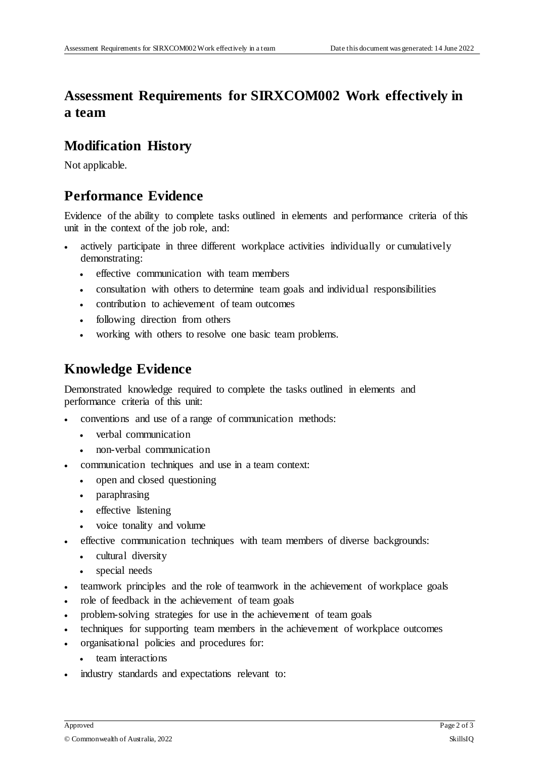# Assessment Requirements for SIRXCOM002 Work effectively in a team

## Modification History

Not applicable.

## Performance Evidence

Evidence of the ability to complete tasks outlined in elements and performance criteria of this unit in the context of the job role, and:

- actively participate in three different workplace activities individually or cumulatively demonstrating:
  - effective communication with team members
  - consultation with others to determine team goals and individual responsibilities
  - contribution to achievement of team outcomes
  - following direction from others
  - working with others to resolve one basic team problems.

## Knowledge Evidence

Demonstrated knowledge required to complete the tasks outlined in elements and performance criteria of this unit:

- conventions and use of a range of communication methods:
  - verbal communication
  - non-verbal communication
- communication techniques and use in a team context:
  - open and closed questioning
  - paraphrasing
  - effective listening
  - voice tonality and volume
- effective communication techniques with team members of diverse backgrounds:
  - cultural diversity
  - special needs
- teamwork principles and the role of teamwork in the achievement of workplace goals
- role of feedback in the achievement of team goals
- problem-solving strategies for use in the achievement of team goals
- techniques for supporting team members in the achievement of workplace outcomes
- organisational policies and procedures for:
  - team interactions
- industry standards and expectations relevant to: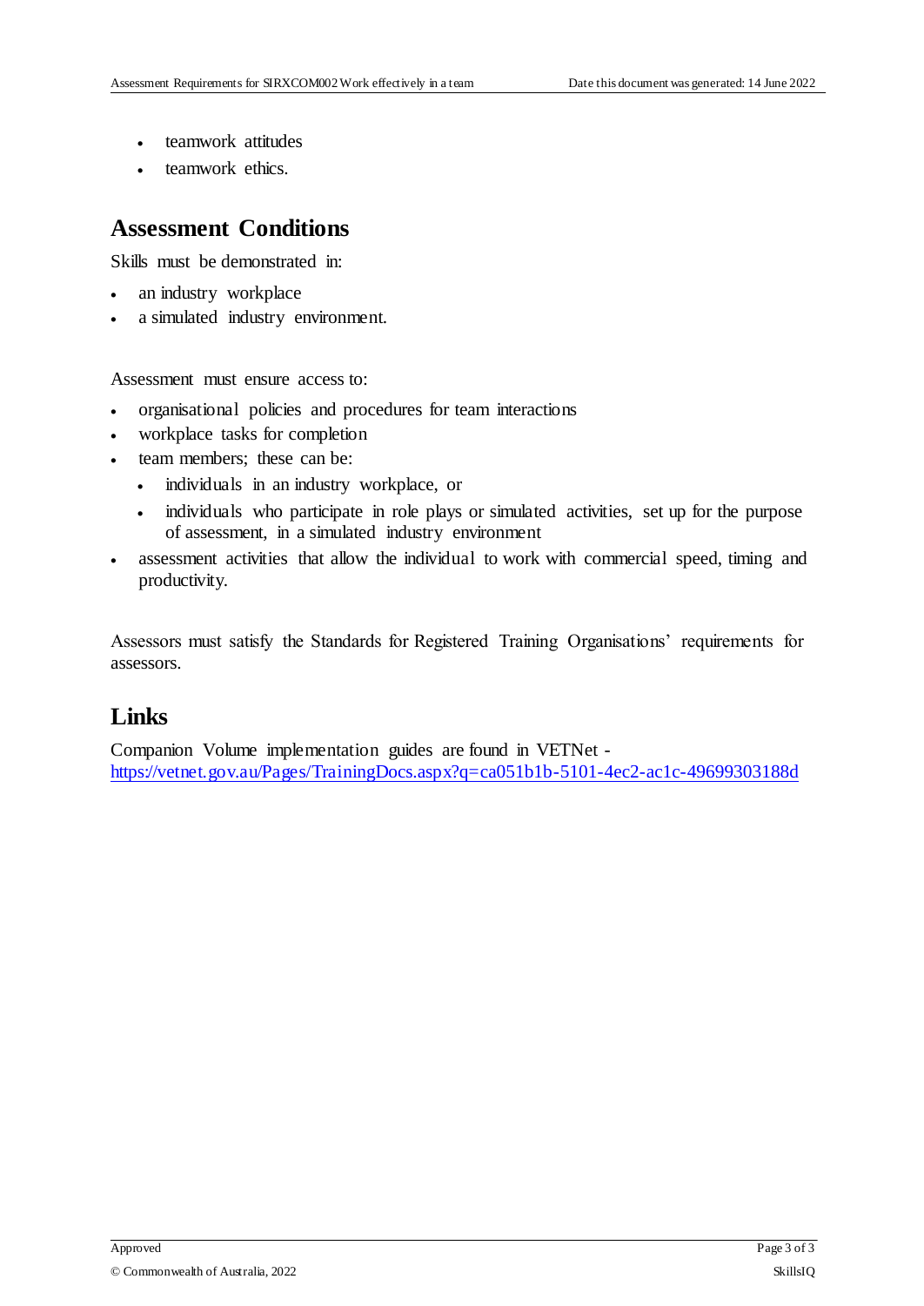- teamwork attitudes
- teamwork ethics.

## Assessment Conditions

Skills must be demonstrated in:

- an industry workplace
- a simulated industry environment.

Assessment must ensure access to:

- organisational policies and procedures for team interactions
- workplace tasks for completion
- team members; these can be:
  - individuals in an industry workplace, or
  - individuals who participate in role plays or simulated activities, set up for the purpose of assessment, in a simulated industry environment
- assessment activities that allow the individual to work with commercial speed, timing and productivity.

Assessors must satisfy the Standards for Registered Training Organisations' requirements for assessors.

## Links

Companion Volume implementation guides are found in VETNet - https://vetnet.gov.au/Pages/TrainingDocs.aspx?q=ca051b1b-5101-4ec2-ac1c-49699303188d